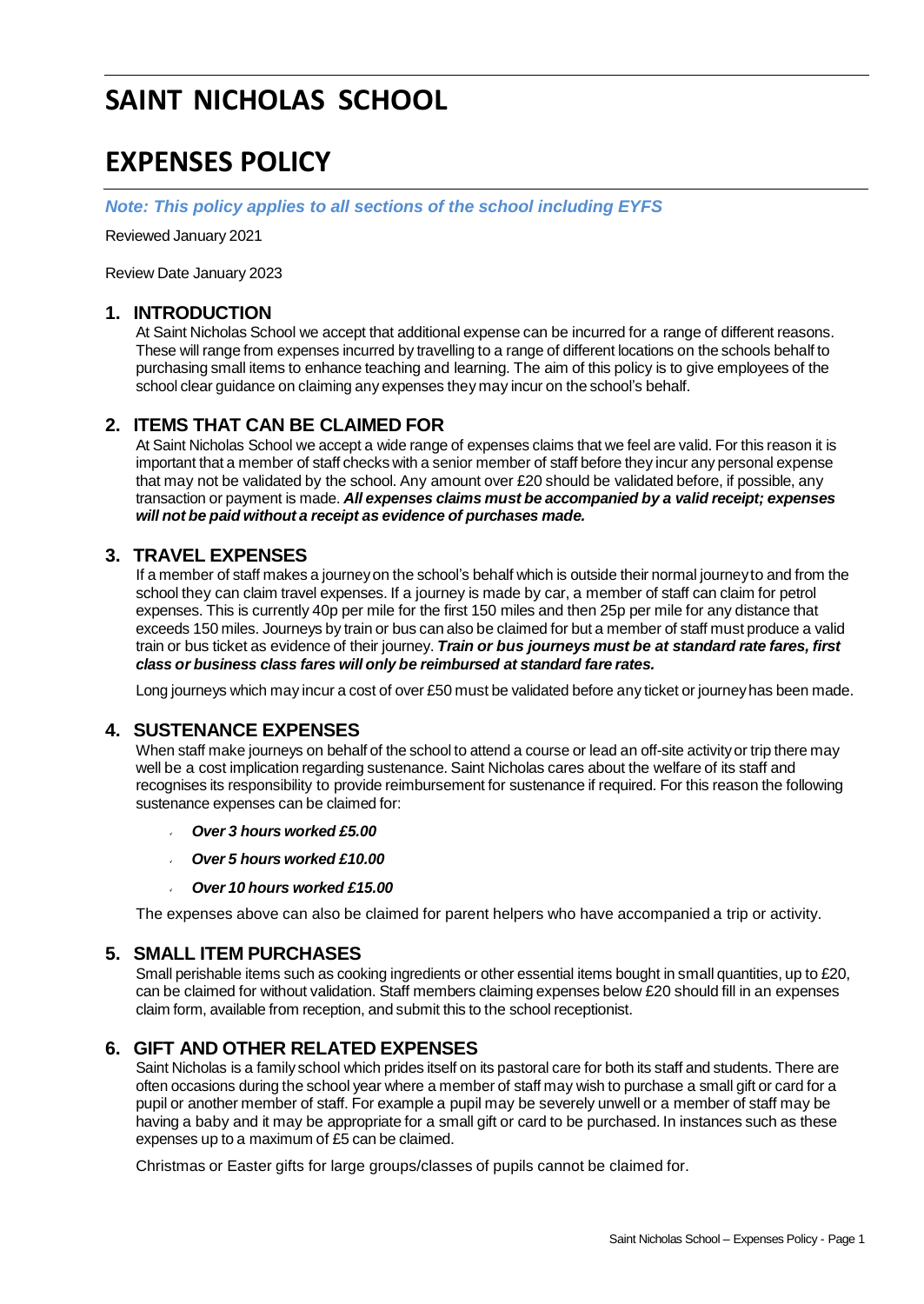# SAINT NICHOLAS SCHOOL

# EXPENSES POLICY

***Note: This policy applies to all sections of the school including EYFS***

Reviewed January 2021

Review Date January 2023

## 1. INTRODUCTION

At Saint Nicholas School we accept that additional expense can be incurred for a range of different reasons. These will range from expenses incurred by travelling to a range of different locations on the schools behalf to purchasing small items to enhance teaching and learning. The aim of this policy is to give employees of the school clear guidance on claiming any expenses they may incur on the school's behalf.

## 2. ITEMS THAT CAN BE CLAIMED FOR

At Saint Nicholas School we accept a wide range of expenses claims that we feel are valid. For this reason it is important that a member of staff checks with a senior member of staff before they incur any personal expense that may not be validated by the school. Any amount over £20 should be validated before, if possible, any transaction or payment is made. ***All expenses claims must be accompanied by a valid receipt; expenses will not be paid without a receipt as evidence of purchases made.***

## 3. TRAVEL EXPENSES

If a member of staff makes a journey on the school's behalf which is outside their normal journey to and from the school they can claim travel expenses. If a journey is made by car, a member of staff can claim for petrol expenses. This is currently 40p per mile for the first 150 miles and then 25p per mile for any distance that exceeds 150 miles. Journeys by train or bus can also be claimed for but a member of staff must produce a valid train or bus ticket as evidence of their journey. ***Train or bus journeys must be at standard rate fares, first class or business class fares will only be reimbursed at standard fare rates.***

Long journeys which may incur a cost of over £50 must be validated before any ticket or journey has been made.

## 4. SUSTENANCE EXPENSES

When staff make journeys on behalf of the school to attend a course or lead an off-site activity or trip there may well be a cost implication regarding sustenance. Saint Nicholas cares about the welfare of its staff and recognises its responsibility to provide reimbursement for sustenance if required. For this reason the following sustenance expenses can be claimed for:

- ***Over 3 hours worked £5.00***
- ***Over 5 hours worked £10.00***
- ***Over 10 hours worked £15.00***

The expenses above can also be claimed for parent helpers who have accompanied a trip or activity.

## 5. SMALL ITEM PURCHASES

Small perishable items such as cooking ingredients or other essential items bought in small quantities, up to £20, can be claimed for without validation. Staff members claiming expenses below £20 should fill in an expenses claim form, available from reception, and submit this to the school receptionist.

## 6. GIFT AND OTHER RELATED EXPENSES

Saint Nicholas is a family school which prides itself on its pastoral care for both its staff and students. There are often occasions during the school year where a member of staff may wish to purchase a small gift or card for a pupil or another member of staff. For example a pupil may be severely unwell or a member of staff may be having a baby and it may be appropriate for a small gift or card to be purchased. In instances such as these expenses up to a maximum of £5 can be claimed.

Christmas or Easter gifts for large groups/classes of pupils cannot be claimed for.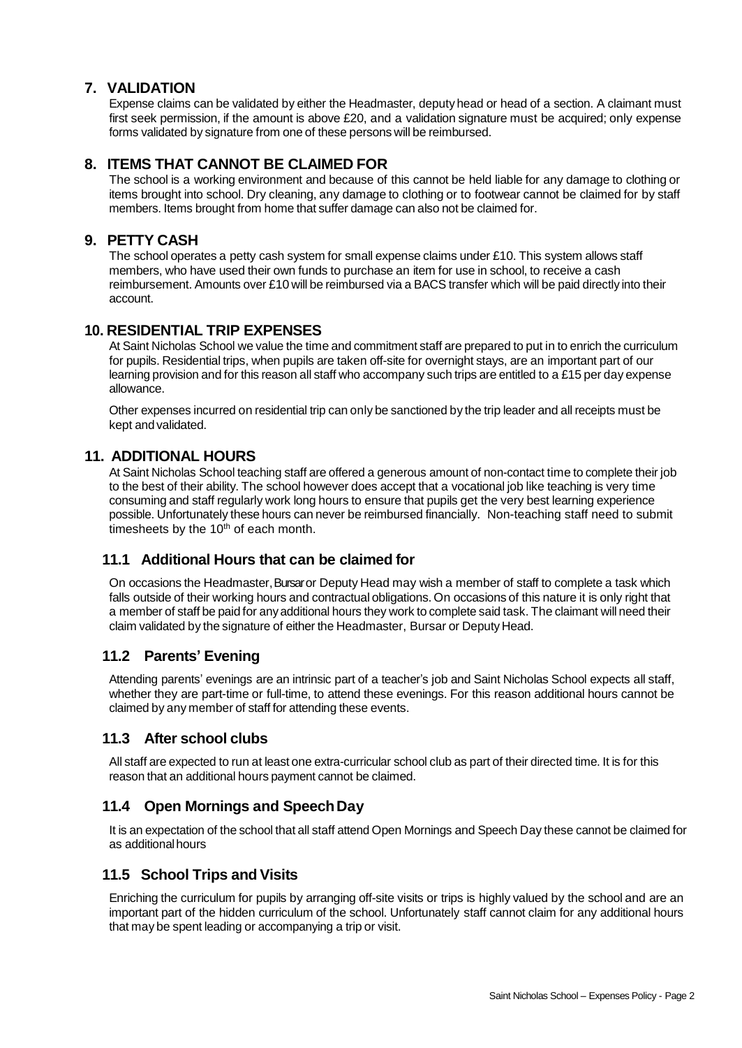## 7. VALIDATION

Expense claims can be validated by either the Headmaster, deputy head or head of a section. A claimant must first seek permission, if the amount is above £20, and a validation signature must be acquired; only expense forms validated by signature from one of these persons will be reimbursed.

## 8. ITEMS THAT CANNOT BE CLAIMED FOR

The school is a working environment and because of this cannot be held liable for any damage to clothing or items brought into school. Dry cleaning, any damage to clothing or to footwear cannot be claimed for by staff members. Items brought from home that suffer damage can also not be claimed for.

## 9. PETTY CASH

The school operates a petty cash system for small expense claims under £10. This system allows staff members, who have used their own funds to purchase an item for use in school, to receive a cash reimbursement. Amounts over £10 will be reimbursed via a BACS transfer which will be paid directly into their account.

## 10. RESIDENTIAL TRIP EXPENSES

At Saint Nicholas School we value the time and commitment staff are prepared to put in to enrich the curriculum for pupils. Residential trips, when pupils are taken off-site for overnight stays, are an important part of our learning provision and for this reason all staff who accompany such trips are entitled to a £15 per day expense allowance.

Other expenses incurred on residential trip can only be sanctioned by the trip leader and all receipts must be kept and validated.

## 11. ADDITIONAL HOURS

At Saint Nicholas School teaching staff are offered a generous amount of non-contact time to complete their job to the best of their ability. The school however does accept that a vocational job like teaching is very time consuming and staff regularly work long hours to ensure that pupils get the very best learning experience possible. Unfortunately these hours can never be reimbursed financially. Non-teaching staff need to submit timesheets by the 10th of each month.

### 11.1 Additional Hours that can be claimed for

On occasions the Headmaster, Bursar or Deputy Head may wish a member of staff to complete a task which falls outside of their working hours and contractual obligations. On occasions of this nature it is only right that a member of staff be paid for any additional hours they work to complete said task. The claimant will need their claim validated by the signature of either the Headmaster, Bursar or Deputy Head.

### 11.2 Parents' Evening

Attending parents' evenings are an intrinsic part of a teacher's job and Saint Nicholas School expects all staff, whether they are part-time or full-time, to attend these evenings. For this reason additional hours cannot be claimed by any member of staff for attending these events.

### 11.3 After school clubs

All staff are expected to run at least one extra-curricular school club as part of their directed time. It is for this reason that an additional hours payment cannot be claimed.

### 11.4 Open Mornings and Speech Day

It is an expectation of the school that all staff attend Open Mornings and Speech Day these cannot be claimed for as additional hours

### 11.5 School Trips and Visits

Enriching the curriculum for pupils by arranging off-site visits or trips is highly valued by the school and are an important part of the hidden curriculum of the school. Unfortunately staff cannot claim for any additional hours that may be spent leading or accompanying a trip or visit.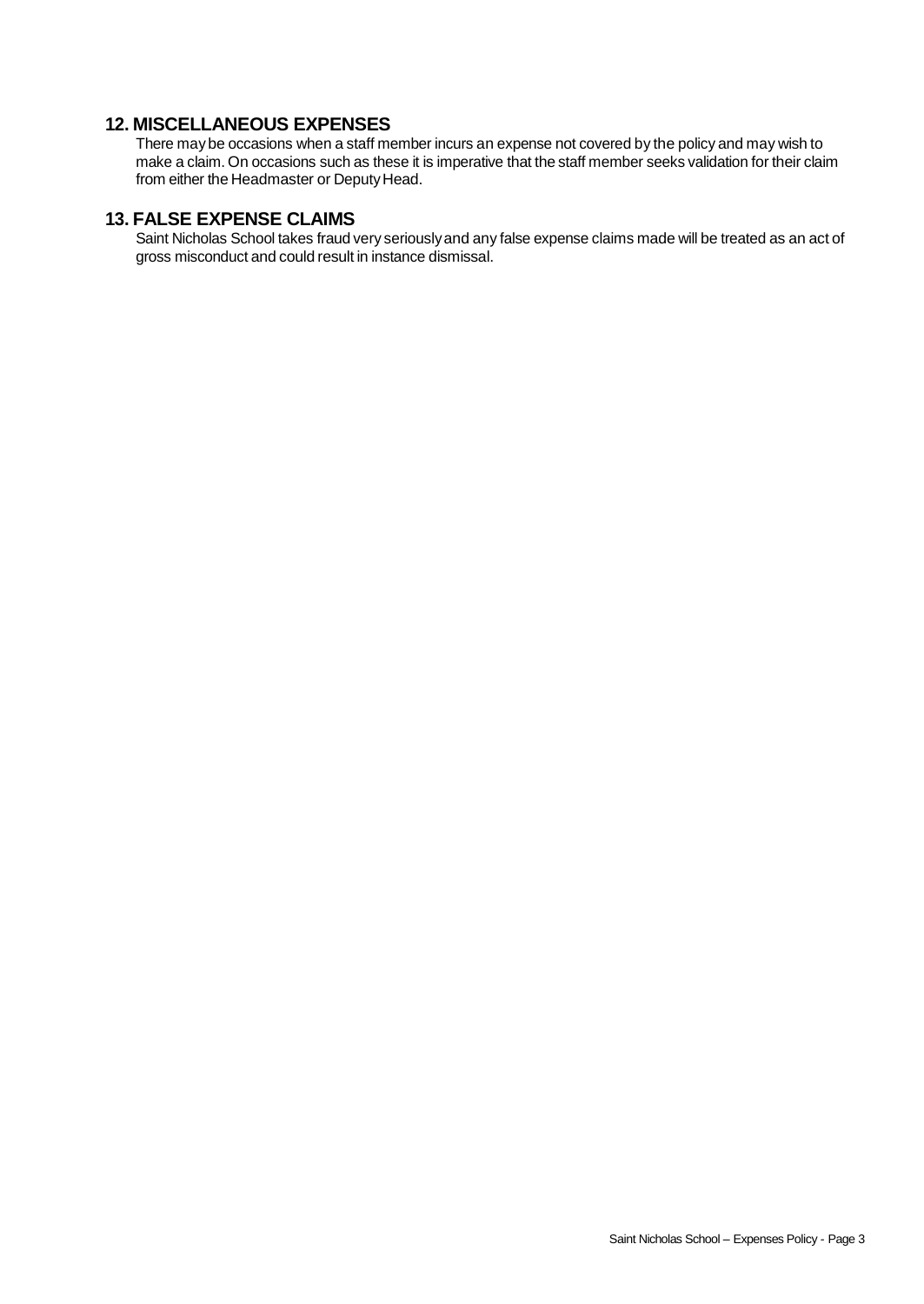## 12. MISCELLANEOUS EXPENSES

There may be occasions when a staff member incurs an expense not covered by the policy and may wish to make a claim. On occasions such as these it is imperative that the staff member seeks validation for their claim from either the Headmaster or Deputy Head.

## 13. FALSE EXPENSE CLAIMS

Saint Nicholas School takes fraud very seriously and any false expense claims made will be treated as an act of gross misconduct and could result in instance dismissal.